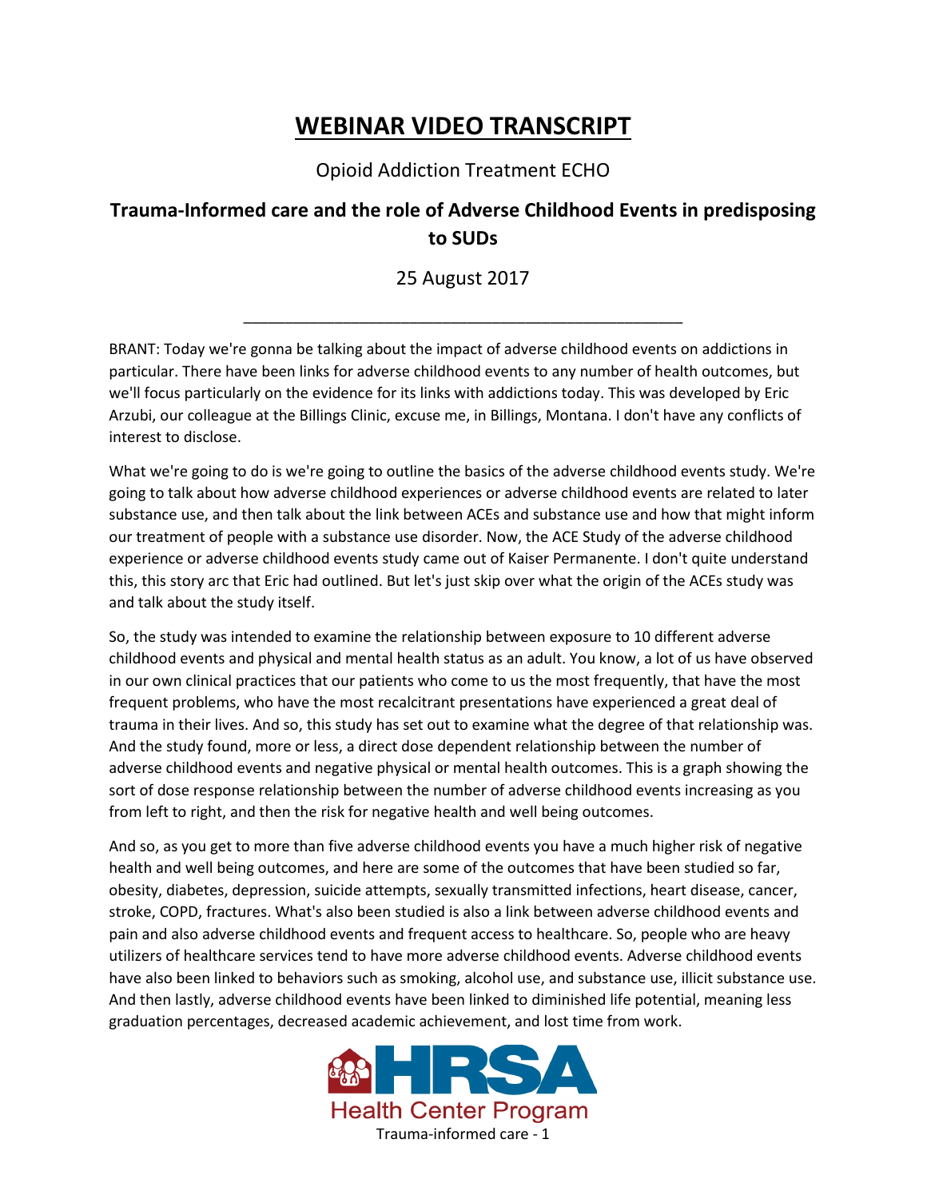# WEBINAR VIDEO TRANSCRIPT

Opioid Addiction Treatment ECHO

## Trauma-Informed care and the role of Adverse Childhood Events in predisposing to SUDs

25 August 2017

---

BRANT: Today we're gonna be talking about the impact of adverse childhood events on addictions in particular. There have been links for adverse childhood events to any number of health outcomes, but we'll focus particularly on the evidence for its links with addictions today. This was developed by Eric Arzubi, our colleague at the Billings Clinic, excuse me, in Billings, Montana. I don't have any conflicts of interest to disclose.

What we're going to do is we're going to outline the basics of the adverse childhood events study. We're going to talk about how adverse childhood experiences or adverse childhood events are related to later substance use, and then talk about the link between ACEs and substance use and how that might inform our treatment of people with a substance use disorder. Now, the ACE Study of the adverse childhood experience or adverse childhood events study came out of Kaiser Permanente. I don't quite understand this, this story arc that Eric had outlined. But let's just skip over what the origin of the ACEs study was and talk about the study itself.

So, the study was intended to examine the relationship between exposure to 10 different adverse childhood events and physical and mental health status as an adult. You know, a lot of us have observed in our own clinical practices that our patients who come to us the most frequently, that have the most frequent problems, who have the most recalcitrant presentations have experienced a great deal of trauma in their lives. And so, this study has set out to examine what the degree of that relationship was. And the study found, more or less, a direct dose dependent relationship between the number of adverse childhood events and negative physical or mental health outcomes. This is a graph showing the sort of dose response relationship between the number of adverse childhood events increasing as you from left to right, and then the risk for negative health and well being outcomes.

And so, as you get to more than five adverse childhood events you have a much higher risk of negative health and well being outcomes, and here are some of the outcomes that have been studied so far, obesity, diabetes, depression, suicide attempts, sexually transmitted infections, heart disease, cancer, stroke, COPD, fractures. What's also been studied is also a link between adverse childhood events and pain and also adverse childhood events and frequent access to healthcare. So, people who are heavy utilizers of healthcare services tend to have more adverse childhood events. Adverse childhood events have also been linked to behaviors such as smoking, alcohol use, and substance use, illicit substance use. And then lastly, adverse childhood events have been linked to diminished life potential, meaning less graduation percentages, decreased academic achievement, and lost time from work.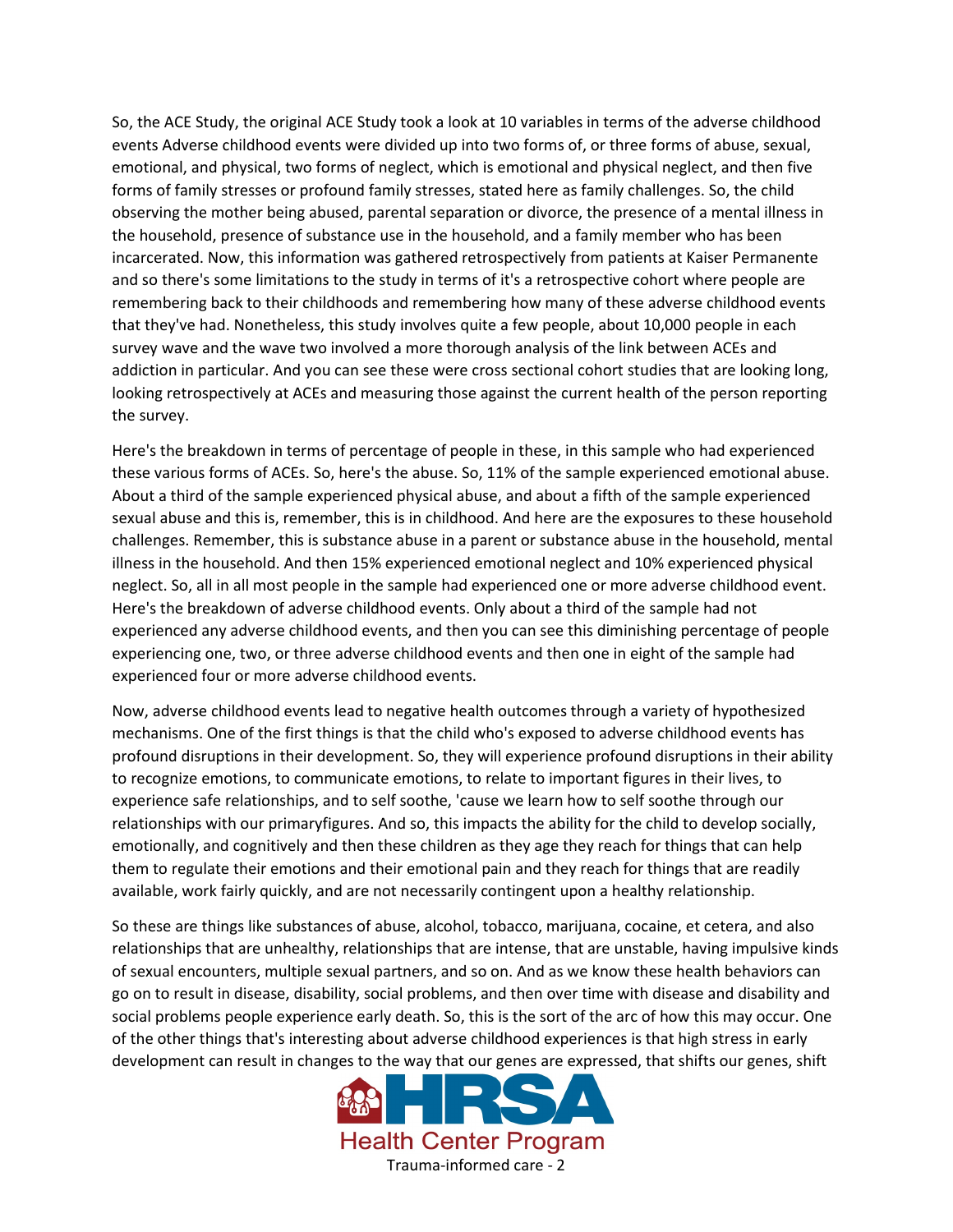So, the ACE Study, the original ACE Study took a look at 10 variables in terms of the adverse childhood events Adverse childhood events were divided up into two forms of, or three forms of abuse, sexual, emotional, and physical, two forms of neglect, which is emotional and physical neglect, and then five forms of family stresses or profound family stresses, stated here as family challenges. So, the child observing the mother being abused, parental separation or divorce, the presence of a mental illness in the household, presence of substance use in the household, and a family member who has been incarcerated. Now, this information was gathered retrospectively from patients at Kaiser Permanente and so there's some limitations to the study in terms of it's a retrospective cohort where people are remembering back to their childhoods and remembering how many of these adverse childhood events that they've had. Nonetheless, this study involves quite a few people, about 10,000 people in each survey wave and the wave two involved a more thorough analysis of the link between ACEs and addiction in particular. And you can see these were cross sectional cohort studies that are looking long, looking retrospectively at ACEs and measuring those against the current health of the person reporting the survey.

Here's the breakdown in terms of percentage of people in these, in this sample who had experienced these various forms of ACEs. So, here's the abuse. So, 11% of the sample experienced emotional abuse. About a third of the sample experienced physical abuse, and about a fifth of the sample experienced sexual abuse and this is, remember, this is in childhood. And here are the exposures to these household challenges. Remember, this is substance abuse in a parent or substance abuse in the household, mental illness in the household. And then 15% experienced emotional neglect and 10% experienced physical neglect. So, all in all most people in the sample had experienced one or more adverse childhood event. Here's the breakdown of adverse childhood events. Only about a third of the sample had not experienced any adverse childhood events, and then you can see this diminishing percentage of people experiencing one, two, or three adverse childhood events and then one in eight of the sample had experienced four or more adverse childhood events.

Now, adverse childhood events lead to negative health outcomes through a variety of hypothesized mechanisms. One of the first things is that the child who's exposed to adverse childhood events has profound disruptions in their development. So, they will experience profound disruptions in their ability to recognize emotions, to communicate emotions, to relate to important figures in their lives, to experience safe relationships, and to self soothe, 'cause we learn how to self soothe through our relationships with our primaryfigures. And so, this impacts the ability for the child to develop socially, emotionally, and cognitively and then these children as they age they reach for things that can help them to regulate their emotions and their emotional pain and they reach for things that are readily available, work fairly quickly, and are not necessarily contingent upon a healthy relationship.

So these are things like substances of abuse, alcohol, tobacco, marijuana, cocaine, et cetera, and also relationships that are unhealthy, relationships that are intense, that are unstable, having impulsive kinds of sexual encounters, multiple sexual partners, and so on. And as we know these health behaviors can go on to result in disease, disability, social problems, and then over time with disease and disability and social problems people experience early death. So, this is the sort of the arc of how this may occur. One of the other things that's interesting about adverse childhood experiences is that high stress in early development can result in changes to the way that our genes are expressed, that shifts our genes, shift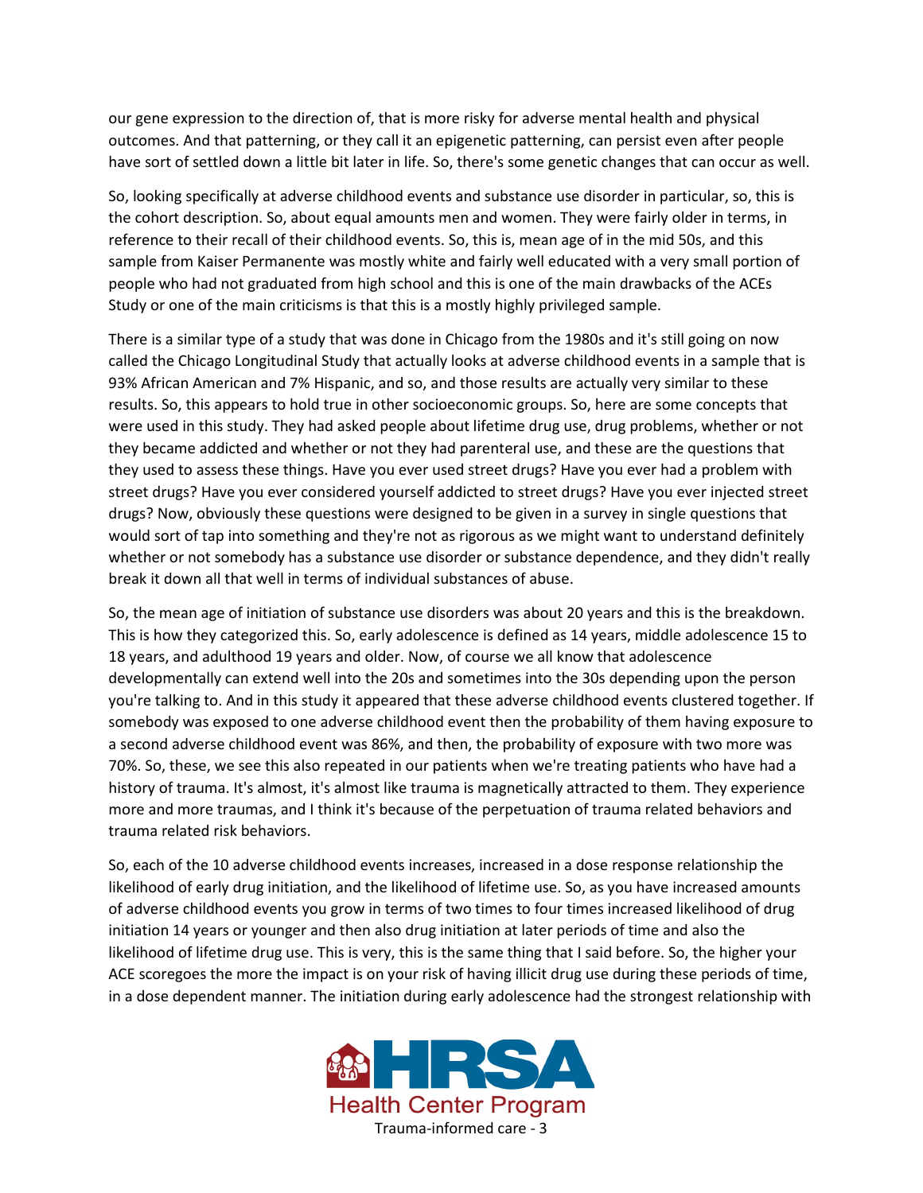our gene expression to the direction of, that is more risky for adverse mental health and physical outcomes. And that patterning, or they call it an epigenetic patterning, can persist even after people have sort of settled down a little bit later in life. So, there's some genetic changes that can occur as well.

So, looking specifically at adverse childhood events and substance use disorder in particular, so, this is the cohort description. So, about equal amounts men and women. They were fairly older in terms, in reference to their recall of their childhood events. So, this is, mean age of in the mid 50s, and this sample from Kaiser Permanente was mostly white and fairly well educated with a very small portion of people who had not graduated from high school and this is one of the main drawbacks of the ACEs Study or one of the main criticisms is that this is a mostly highly privileged sample.

There is a similar type of a study that was done in Chicago from the 1980s and it's still going on now called the Chicago Longitudinal Study that actually looks at adverse childhood events in a sample that is 93% African American and 7% Hispanic, and so, and those results are actually very similar to these results. So, this appears to hold true in other socioeconomic groups. So, here are some concepts that were used in this study. They had asked people about lifetime drug use, drug problems, whether or not they became addicted and whether or not they had parenteral use, and these are the questions that they used to assess these things. Have you ever used street drugs? Have you ever had a problem with street drugs? Have you ever considered yourself addicted to street drugs? Have you ever injected street drugs? Now, obviously these questions were designed to be given in a survey in single questions that would sort of tap into something and they're not as rigorous as we might want to understand definitely whether or not somebody has a substance use disorder or substance dependence, and they didn't really break it down all that well in terms of individual substances of abuse.

So, the mean age of initiation of substance use disorders was about 20 years and this is the breakdown. This is how they categorized this. So, early adolescence is defined as 14 years, middle adolescence 15 to 18 years, and adulthood 19 years and older. Now, of course we all know that adolescence developmentally can extend well into the 20s and sometimes into the 30s depending upon the person you're talking to. And in this study it appeared that these adverse childhood events clustered together. If somebody was exposed to one adverse childhood event then the probability of them having exposure to a second adverse childhood event was 86%, and then, the probability of exposure with two more was 70%. So, these, we see this also repeated in our patients when we're treating patients who have had a history of trauma. It's almost, it's almost like trauma is magnetically attracted to them. They experience more and more traumas, and I think it's because of the perpetuation of trauma related behaviors and trauma related risk behaviors.

So, each of the 10 adverse childhood events increases, increased in a dose response relationship the likelihood of early drug initiation, and the likelihood of lifetime use. So, as you have increased amounts of adverse childhood events you grow in terms of two times to four times increased likelihood of drug initiation 14 years or younger and then also drug initiation at later periods of time and also the likelihood of lifetime drug use. This is very, this is the same thing that I said before. So, the higher your ACE scoregoes the more the impact is on your risk of having illicit drug use during these periods of time, in a dose dependent manner. The initiation during early adolescence had the strongest relationship with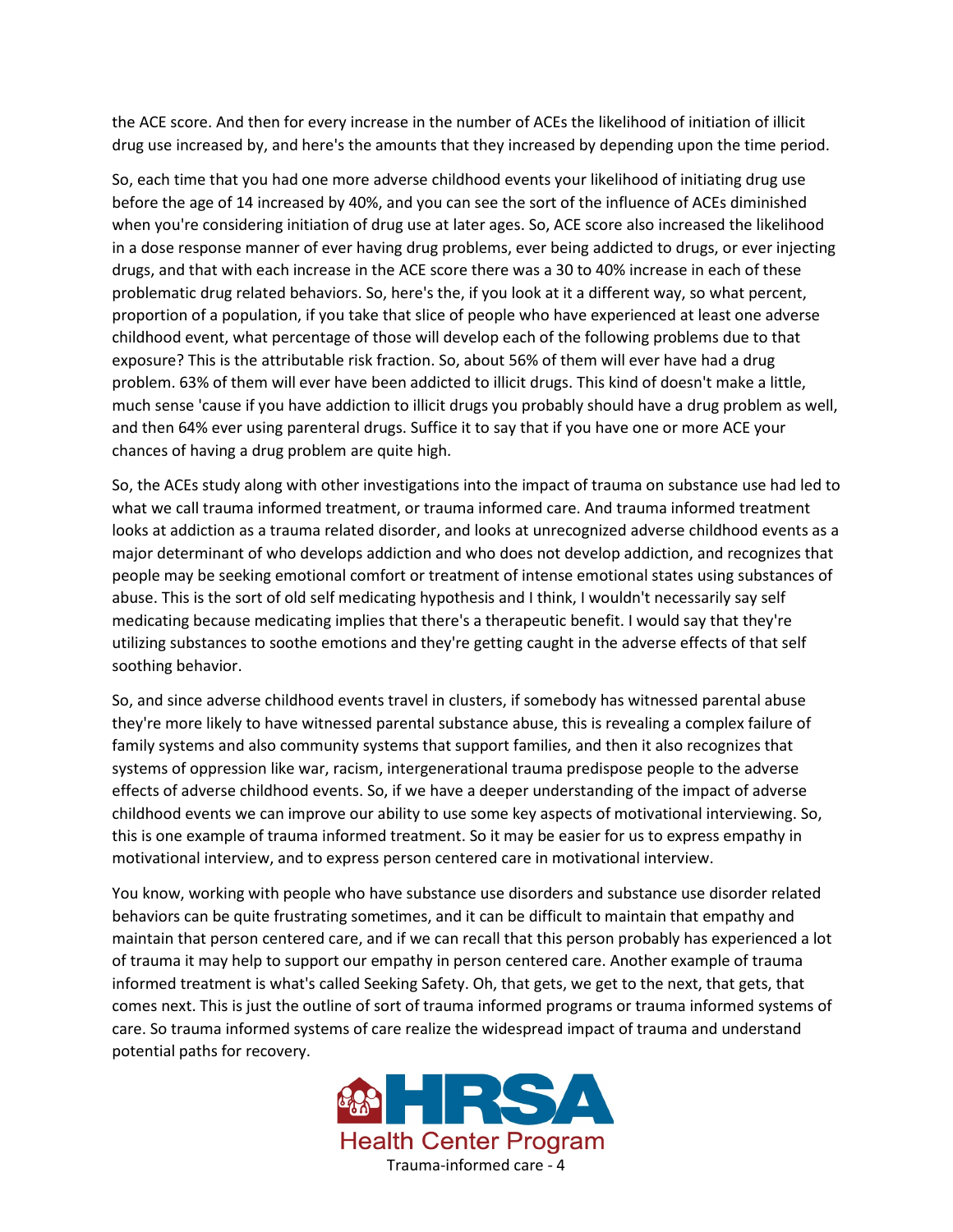the ACE score. And then for every increase in the number of ACEs the likelihood of initiation of illicit drug use increased by, and here's the amounts that they increased by depending upon the time period.

So, each time that you had one more adverse childhood events your likelihood of initiating drug use before the age of 14 increased by 40%, and you can see the sort of the influence of ACEs diminished when you're considering initiation of drug use at later ages. So, ACE score also increased the likelihood in a dose response manner of ever having drug problems, ever being addicted to drugs, or ever injecting drugs, and that with each increase in the ACE score there was a 30 to 40% increase in each of these problematic drug related behaviors. So, here's the, if you look at it a different way, so what percent, proportion of a population, if you take that slice of people who have experienced at least one adverse childhood event, what percentage of those will develop each of the following problems due to that exposure? This is the attributable risk fraction. So, about 56% of them will ever have had a drug problem. 63% of them will ever have been addicted to illicit drugs. This kind of doesn't make a little, much sense 'cause if you have addiction to illicit drugs you probably should have a drug problem as well, and then 64% ever using parenteral drugs. Suffice it to say that if you have one or more ACE your chances of having a drug problem are quite high.

So, the ACEs study along with other investigations into the impact of trauma on substance use had led to what we call trauma informed treatment, or trauma informed care. And trauma informed treatment looks at addiction as a trauma related disorder, and looks at unrecognized adverse childhood events as a major determinant of who develops addiction and who does not develop addiction, and recognizes that people may be seeking emotional comfort or treatment of intense emotional states using substances of abuse. This is the sort of old self medicating hypothesis and I think, I wouldn't necessarily say self medicating because medicating implies that there's a therapeutic benefit. I would say that they're utilizing substances to soothe emotions and they're getting caught in the adverse effects of that self soothing behavior.

So, and since adverse childhood events travel in clusters, if somebody has witnessed parental abuse they're more likely to have witnessed parental substance abuse, this is revealing a complex failure of family systems and also community systems that support families, and then it also recognizes that systems of oppression like war, racism, intergenerational trauma predispose people to the adverse effects of adverse childhood events. So, if we have a deeper understanding of the impact of adverse childhood events we can improve our ability to use some key aspects of motivational interviewing. So, this is one example of trauma informed treatment. So it may be easier for us to express empathy in motivational interview, and to express person centered care in motivational interview.

You know, working with people who have substance use disorders and substance use disorder related behaviors can be quite frustrating sometimes, and it can be difficult to maintain that empathy and maintain that person centered care, and if we can recall that this person probably has experienced a lot of trauma it may help to support our empathy in person centered care. Another example of trauma informed treatment is what's called Seeking Safety. Oh, that gets, we get to the next, that gets, that comes next. This is just the outline of sort of trauma informed programs or trauma informed systems of care. So trauma informed systems of care realize the widespread impact of trauma and understand potential paths for recovery.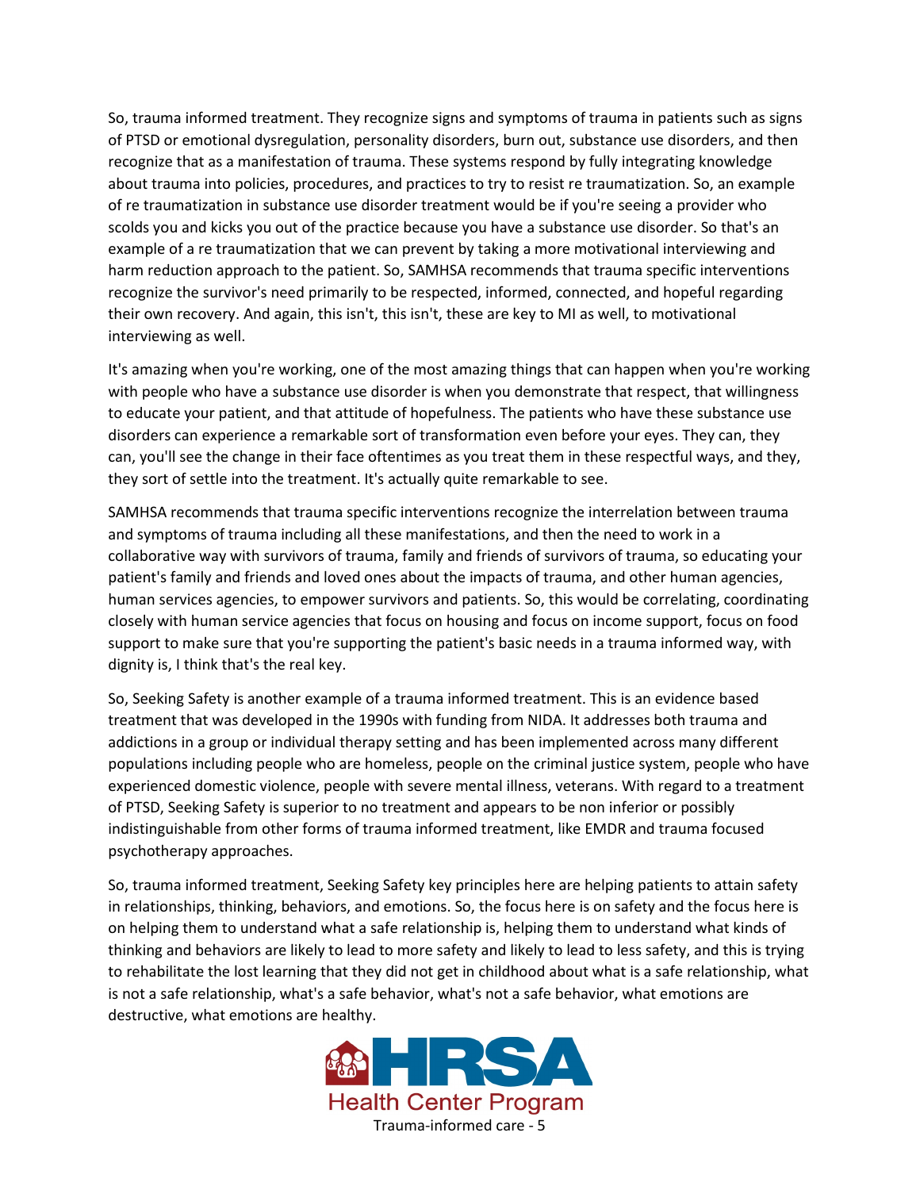So, trauma informed treatment. They recognize signs and symptoms of trauma in patients such as signs of PTSD or emotional dysregulation, personality disorders, burn out, substance use disorders, and then recognize that as a manifestation of trauma. These systems respond by fully integrating knowledge about trauma into policies, procedures, and practices to try to resist re traumatization. So, an example of re traumatization in substance use disorder treatment would be if you're seeing a provider who scolds you and kicks you out of the practice because you have a substance use disorder. So that's an example of a re traumatization that we can prevent by taking a more motivational interviewing and harm reduction approach to the patient. So, SAMHSA recommends that trauma specific interventions recognize the survivor's need primarily to be respected, informed, connected, and hopeful regarding their own recovery. And again, this isn't, this isn't, these are key to MI as well, to motivational interviewing as well.

It's amazing when you're working, one of the most amazing things that can happen when you're working with people who have a substance use disorder is when you demonstrate that respect, that willingness to educate your patient, and that attitude of hopefulness. The patients who have these substance use disorders can experience a remarkable sort of transformation even before your eyes. They can, they can, you'll see the change in their face oftentimes as you treat them in these respectful ways, and they, they sort of settle into the treatment. It's actually quite remarkable to see.

SAMHSA recommends that trauma specific interventions recognize the interrelation between trauma and symptoms of trauma including all these manifestations, and then the need to work in a collaborative way with survivors of trauma, family and friends of survivors of trauma, so educating your patient's family and friends and loved ones about the impacts of trauma, and other human agencies, human services agencies, to empower survivors and patients. So, this would be correlating, coordinating closely with human service agencies that focus on housing and focus on income support, focus on food support to make sure that you're supporting the patient's basic needs in a trauma informed way, with dignity is, I think that's the real key.

So, Seeking Safety is another example of a trauma informed treatment. This is an evidence based treatment that was developed in the 1990s with funding from NIDA. It addresses both trauma and addictions in a group or individual therapy setting and has been implemented across many different populations including people who are homeless, people on the criminal justice system, people who have experienced domestic violence, people with severe mental illness, veterans. With regard to a treatment of PTSD, Seeking Safety is superior to no treatment and appears to be non inferior or possibly indistinguishable from other forms of trauma informed treatment, like EMDR and trauma focused psychotherapy approaches.

So, trauma informed treatment, Seeking Safety key principles here are helping patients to attain safety in relationships, thinking, behaviors, and emotions. So, the focus here is on safety and the focus here is on helping them to understand what a safe relationship is, helping them to understand what kinds of thinking and behaviors are likely to lead to more safety and likely to lead to less safety, and this is trying to rehabilitate the lost learning that they did not get in childhood about what is a safe relationship, what is not a safe relationship, what's a safe behavior, what's not a safe behavior, what emotions are destructive, what emotions are healthy.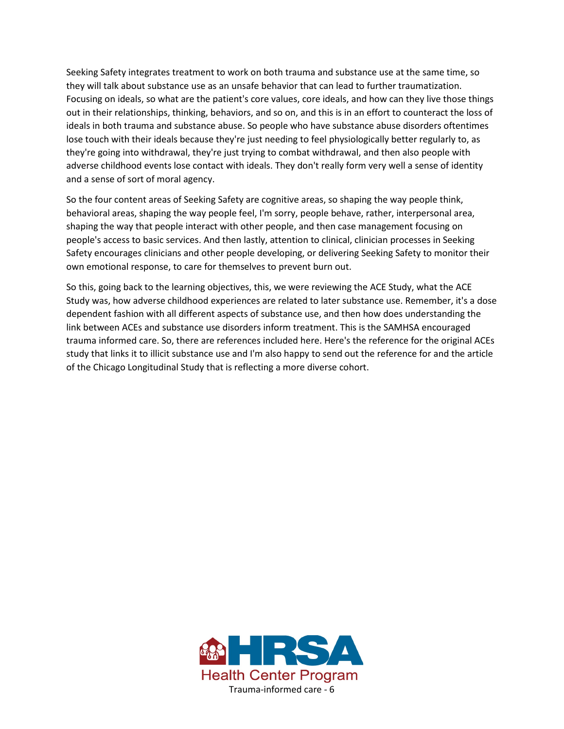Seeking Safety integrates treatment to work on both trauma and substance use at the same time, so they will talk about substance use as an unsafe behavior that can lead to further traumatization. Focusing on ideals, so what are the patient's core values, core ideals, and how can they live those things out in their relationships, thinking, behaviors, and so on, and this is in an effort to counteract the loss of ideals in both trauma and substance abuse. So people who have substance abuse disorders oftentimes lose touch with their ideals because they're just needing to feel physiologically better regularly to, as they're going into withdrawal, they're just trying to combat withdrawal, and then also people with adverse childhood events lose contact with ideals. They don't really form very well a sense of identity and a sense of sort of moral agency.

So the four content areas of Seeking Safety are cognitive areas, so shaping the way people think, behavioral areas, shaping the way people feel, I'm sorry, people behave, rather, interpersonal area, shaping the way that people interact with other people, and then case management focusing on people's access to basic services. And then lastly, attention to clinical, clinician processes in Seeking Safety encourages clinicians and other people developing, or delivering Seeking Safety to monitor their own emotional response, to care for themselves to prevent burn out.

So this, going back to the learning objectives, this, we were reviewing the ACE Study, what the ACE Study was, how adverse childhood experiences are related to later substance use. Remember, it's a dose dependent fashion with all different aspects of substance use, and then how does understanding the link between ACEs and substance use disorders inform treatment. This is the SAMHSA encouraged trauma informed care. So, there are references included here. Here's the reference for the original ACEs study that links it to illicit substance use and I'm also happy to send out the reference for and the article of the Chicago Longitudinal Study that is reflecting a more diverse cohort.